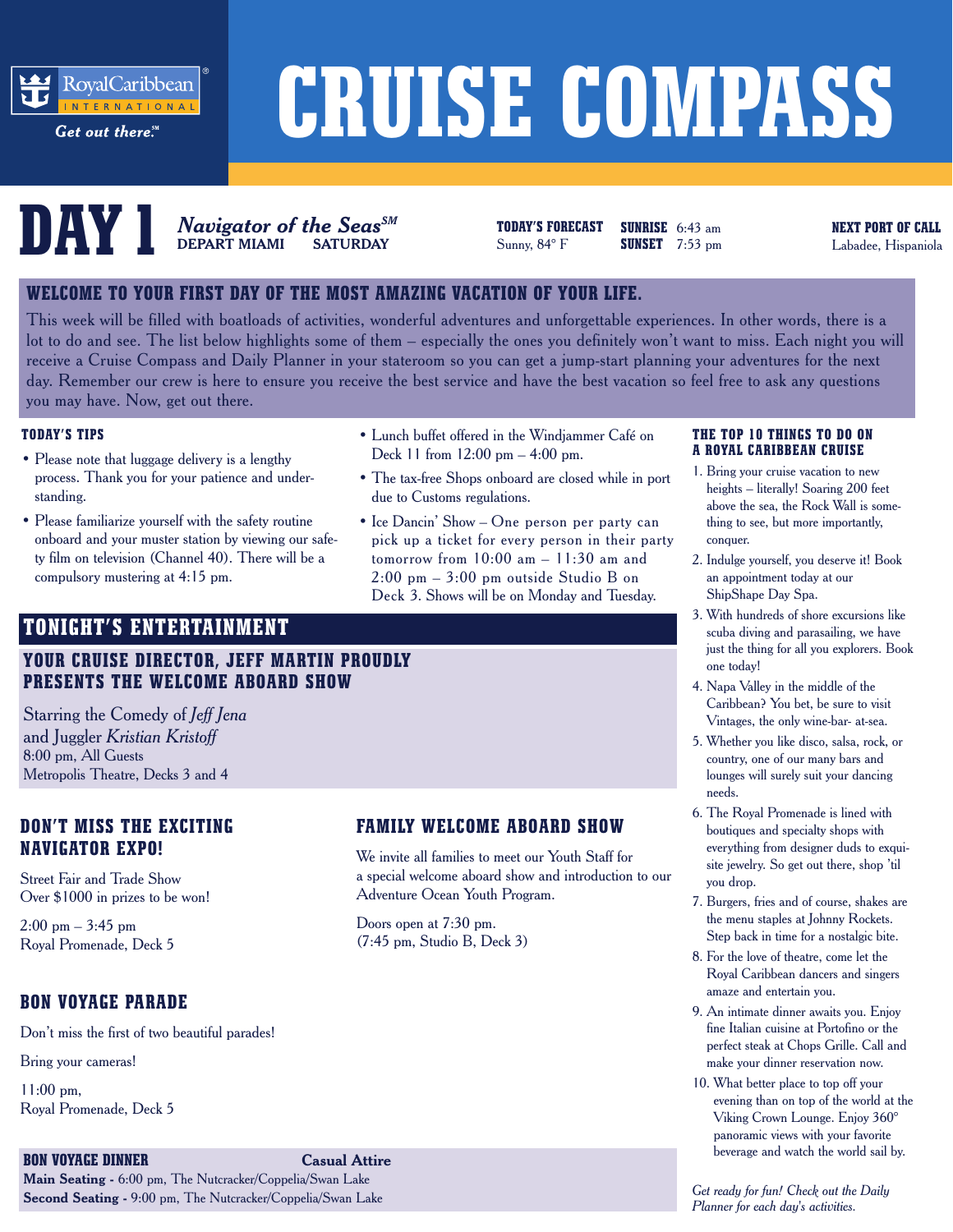Royal Caribbean International®
*Get out there.*℠

# CRUISE COMPASS

## DAY 1

***Navigator of the Seas*℠**
**DEPART MIAMI** **SATURDAY**

**TODAY'S FORECAST**
Sunny, 84° F

**SUNRISE** 6:43 am
**SUNSET** 7:53 pm

**NEXT PORT OF CALL**
Labadee, Hispaniola

### WELCOME TO YOUR FIRST DAY OF THE MOST AMAZING VACATION OF YOUR LIFE.

This week will be filled with boatloads of activities, wonderful adventures and unforgettable experiences. In other words, there is a lot to do and see. The list below highlights some of them – especially the ones you definitely won't want to miss. Each night you will receive a Cruise Compass and Daily Planner in your stateroom so you can get a jump-start planning your adventures for the next day. Remember our crew is here to ensure you receive the best service and have the best vacation so feel free to ask any questions you may have. Now, get out there.

#### TODAY'S TIPS

- Please note that luggage delivery is a lengthy process. Thank you for your patience and understanding.
- Please familiarize yourself with the safety routine onboard and your muster station by viewing our safety film on television (Channel 40). There will be a compulsory mustering at 4:15 pm.
- Lunch buffet offered in the Windjammer Café on Deck 11 from 12:00 pm – 4:00 pm.
- The tax-free Shops onboard are closed while in port due to Customs regulations.
- Ice Dancin' Show – One person per party can pick up a ticket for every person in their party tomorrow from 10:00 am – 11:30 am and 2:00 pm – 3:00 pm outside Studio B on Deck 3. Shows will be on Monday and Tuesday.

## TONIGHT'S ENTERTAINMENT

### YOUR CRUISE DIRECTOR, JEFF MARTIN PROUDLY PRESENTS THE WELCOME ABOARD SHOW

Starring the Comedy of *Jeff Jena*
and Juggler *Kristian Kristoff*
8:00 pm, All Guests
Metropolis Theatre, Decks 3 and 4

### DON'T MISS THE EXCITING NAVIGATOR EXPO!

Street Fair and Trade Show
Over $1000 in prizes to be won!

2:00 pm – 3:45 pm
Royal Promenade, Deck 5

### FAMILY WELCOME ABOARD SHOW

We invite all families to meet our Youth Staff for a special welcome aboard show and introduction to our Adventure Ocean Youth Program.

Doors open at 7:30 pm.
(7:45 pm, Studio B, Deck 3)

### BON VOYAGE PARADE

Don't miss the first of two beautiful parades!

Bring your cameras!

11:00 pm,
Royal Promenade, Deck 5

### BON VOYAGE DINNER — Casual Attire

**Main Seating -** 6:00 pm, The Nutcracker/Coppelia/Swan Lake
**Second Seating -** 9:00 pm, The Nutcracker/Coppelia/Swan Lake

#### THE TOP 10 THINGS TO DO ON A ROYAL CARIBBEAN CRUISE

1. Bring your cruise vacation to new heights – literally! Soaring 200 feet above the sea, the Rock Wall is something to see, but more importantly, conquer.
2. Indulge yourself, you deserve it! Book an appointment today at our ShipShape Day Spa.
3. With hundreds of shore excursions like scuba diving and parasailing, we have just the thing for all you explorers. Book one today!
4. Napa Valley in the middle of the Caribbean? You bet, be sure to visit Vintages, the only wine-bar- at-sea.
5. Whether you like disco, salsa, rock, or country, one of our many bars and lounges will surely suit your dancing needs.
6. The Royal Promenade is lined with boutiques and specialty shops with everything from designer duds to exquisite jewelry. So get out there, shop 'til you drop.
7. Burgers, fries and of course, shakes are the menu staples at Johnny Rockets. Step back in time for a nostalgic bite.
8. For the love of theatre, come let the Royal Caribbean dancers and singers amaze and entertain you.
9. An intimate dinner awaits you. Enjoy fine Italian cuisine at Portofino or the perfect steak at Chops Grille. Call and make your dinner reservation now.
10. What better place to top off your evening than on top of the world at the Viking Crown Lounge. Enjoy 360° panoramic views with your favorite beverage and watch the world sail by.

*Get ready for fun! Check out the Daily Planner for each day's activities.*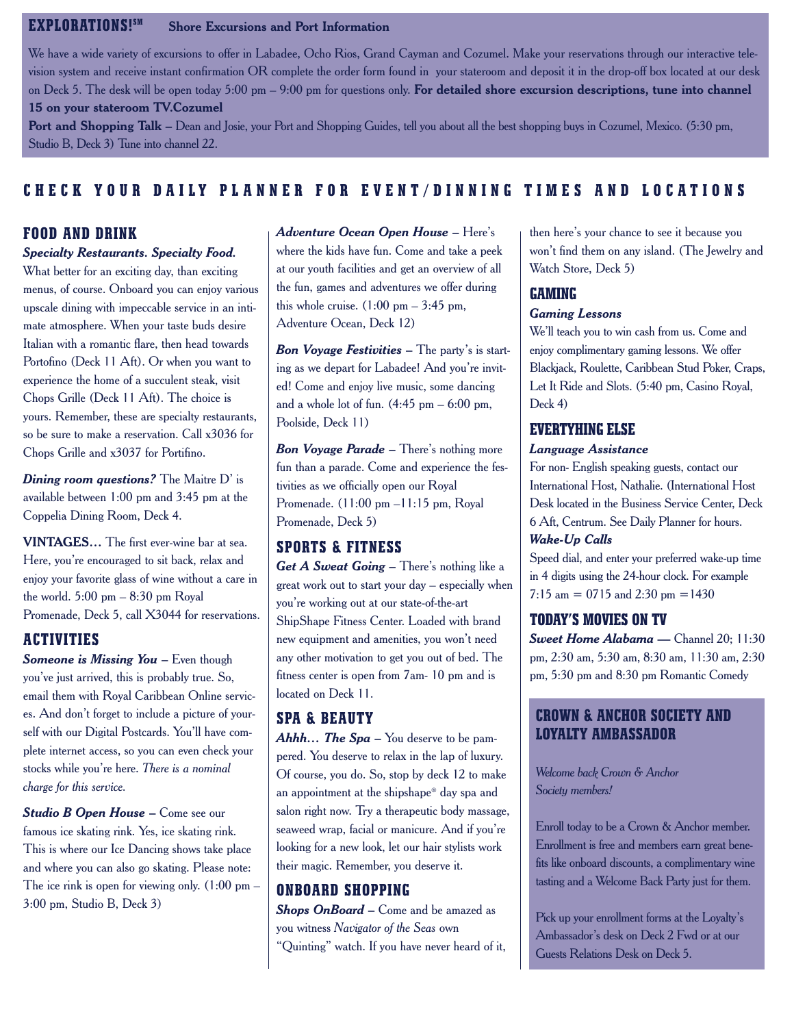## EXPLORATIONS!SM Shore Excursions and Port Information

We have a wide variety of excursions to offer in Labadee, Ocho Rios, Grand Cayman and Cozumel. Make your reservations through our interactive television system and receive instant confirmation OR complete the order form found in your stateroom and deposit it in the drop-off box located at our desk on Deck 5. The desk will be open today 5:00 pm – 9:00 pm for questions only. **For detailed shore excursion descriptions, tune into channel 15 on your stateroom TV.Cozumel**

**Port and Shopping Talk –** Dean and Josie, your Port and Shopping Guides, tell you about all the best shopping buys in Cozumel, Mexico. (5:30 pm, Studio B, Deck 3) Tune into channel 22.

## CHECK YOUR DAILY PLANNER FOR EVENT/DINNING TIMES AND LOCATIONS

### FOOD AND DRINK

***Specialty Restaurants. Specialty Food.***
What better for an exciting day, than exciting menus, of course. Onboard you can enjoy various upscale dining with impeccable service in an intimate atmosphere. When your taste buds desire Italian with a romantic flare, then head towards Portofino (Deck 11 Aft). Or when you want to experience the home of a succulent steak, visit Chops Grille (Deck 11 Aft). The choice is yours. Remember, these are specialty restaurants, so be sure to make a reservation. Call x3036 for Chops Grille and x3037 for Portifino.

***Dining room questions?*** The Maitre D' is available between 1:00 pm and 3:45 pm at the Coppelia Dining Room, Deck 4.

**VINTAGES…** The first ever-wine bar at sea. Here, you're encouraged to sit back, relax and enjoy your favorite glass of wine without a care in the world. 5:00 pm – 8:30 pm Royal Promenade, Deck 5, call X3044 for reservations.

### ACTIVITIES

***Someone is Missing You –*** Even though you've just arrived, this is probably true. So, email them with Royal Caribbean Online services. And don't forget to include a picture of yourself with our Digital Postcards. You'll have complete internet access, so you can even check your stocks while you're here. *There is a nominal charge for this service.*

***Studio B Open House –*** Come see our famous ice skating rink. Yes, ice skating rink. This is where our Ice Dancing shows take place and where you can also go skating. Please note: The ice rink is open for viewing only. (1:00 pm – 3:00 pm, Studio B, Deck 3)

***Adventure Ocean Open House –*** Here's where the kids have fun. Come and take a peek at our youth facilities and get an overview of all the fun, games and adventures we offer during this whole cruise. (1:00 pm – 3:45 pm, Adventure Ocean, Deck 12)

***Bon Voyage Festivities –*** The party's is starting as we depart for Labadee! And you're invited! Come and enjoy live music, some dancing and a whole lot of fun. (4:45 pm – 6:00 pm, Poolside, Deck 11)

***Bon Voyage Parade –*** There's nothing more fun than a parade. Come and experience the festivities as we officially open our Royal Promenade. (11:00 pm –11:15 pm, Royal Promenade, Deck 5)

### SPORTS & FITNESS

***Get A Sweat Going –*** There's nothing like a great work out to start your day – especially when you're working out at our state-of-the-art ShipShape Fitness Center. Loaded with brand new equipment and amenities, you won't need any other motivation to get you out of bed. The fitness center is open from 7am- 10 pm and is located on Deck 11.

### SPA & BEAUTY

***Ahhh… The Spa –*** You deserve to be pampered. You deserve to relax in the lap of luxury. Of course, you do. So, stop by deck 12 to make an appointment at the shipshape® day spa and salon right now. Try a therapeutic body massage, seaweed wrap, facial or manicure. And if you're looking for a new look, let our hair stylists work their magic. Remember, you deserve it.

### ONBOARD SHOPPING

***Shops OnBoard –*** Come and be amazed as you witness *Navigator of the Seas* own "Quinting" watch. If you have never heard of it, then here's your chance to see it because you won't find them on any island. (The Jewelry and Watch Store, Deck 5)

### GAMING

***Gaming Lessons***
We'll teach you to win cash from us. Come and enjoy complimentary gaming lessons. We offer Blackjack, Roulette, Caribbean Stud Poker, Craps, Let It Ride and Slots. (5:40 pm, Casino Royal, Deck 4)

### EVERYTHING ELSE

***Language Assistance***
For non- English speaking guests, contact our International Host, Nathalie. (International Host Desk located in the Business Service Center, Deck 6 Aft, Centrum. See Daily Planner for hours.

***Wake-Up Calls***
Speed dial, and enter your preferred wake-up time in 4 digits using the 24-hour clock. For example 7:15 am = 0715 and 2:30 pm =1430

### TODAY'S MOVIES ON TV

***Sweet Home Alabama*** — Channel 20; 11:30 pm, 2:30 am, 5:30 am, 8:30 am, 11:30 am, 2:30 pm, 5:30 pm and 8:30 pm Romantic Comedy

### CROWN & ANCHOR SOCIETY AND LOYALTY AMBASSADOR

*Welcome back Crown & Anchor Society members!*

Enroll today to be a Crown & Anchor member. Enrollment is free and members earn great benefits like onboard discounts, a complimentary wine tasting and a Welcome Back Party just for them.

Pick up your enrollment forms at the Loyalty's Ambassador's desk on Deck 2 Fwd or at our Guests Relations Desk on Deck 5.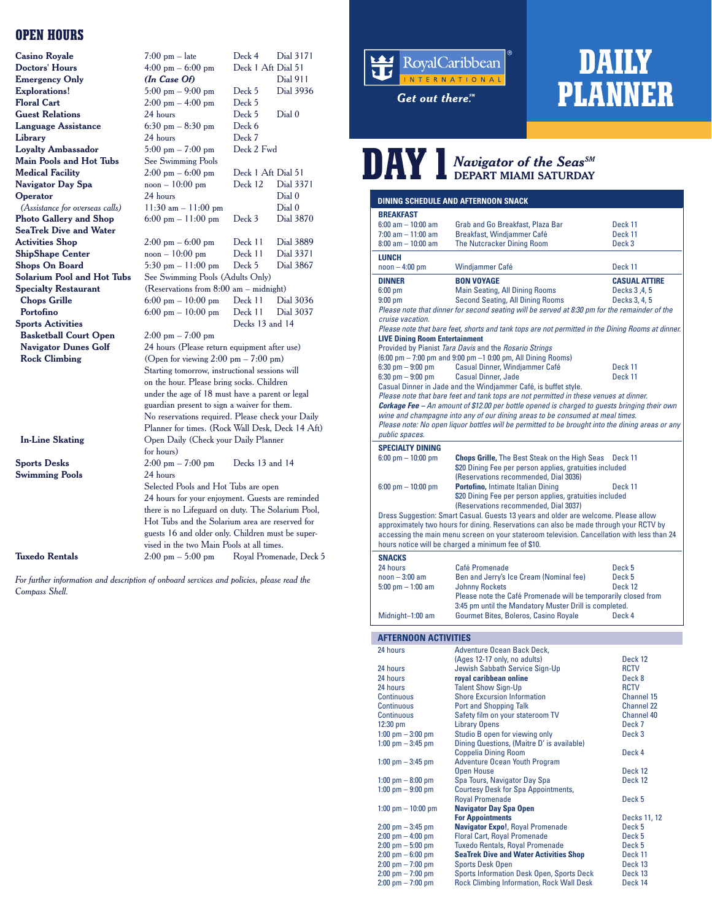## OPEN HOURS

| | | | |
|---|---|---|---|
| **Casino Royale** | 7:00 pm – late | Deck 4 | Dial 3171 |
| **Doctors' Hours** | 4:00 pm – 6:00 pm | Deck 1 Aft | Dial 51 |
| **Emergency Only** | ***(In Case Of)*** | | Dial 911 |
| **Explorations!** | 5:00 pm – 9:00 pm | Deck 5 | Dial 3936 |
| **Floral Cart** | 2:00 pm – 4:00 pm | Deck 5 | |
| **Guest Relations** | 24 hours | Deck 5 | Dial 0 |
| **Language Assistance** | 6:30 pm – 8:30 pm | Deck 6 | |
| **Library** | 24 hours | Deck 7 | |
| **Loyalty Ambassador** | 5:00 pm – 7:00 pm | Deck 2 Fwd | |
| **Main Pools and Hot Tubs** | See Swimming Pools | | |
| **Medical Facility** | 2:00 pm – 6:00 pm | Deck 1 Aft | Dial 51 |
| **Navigator Day Spa** | noon – 10:00 pm | Deck 12 | Dial 3371 |
| **Operator** | 24 hours | | Dial 0 |
| *(Assistance for overseas calls)* | 11:30 am – 11:00 pm | | Dial 0 |
| **Photo Gallery and Shop** | 6:00 pm – 11:00 pm | Deck 3 | Dial 3870 |
| **SeaTrek Dive and Water Activities Shop** | 2:00 pm – 6:00 pm | Deck 11 | Dial 3889 |
| **ShipShape Center** | noon – 10:00 pm | Deck 11 | Dial 3371 |
| **Shops On Board** | 5:30 pm – 11:00 pm | Deck 5 | Dial 3867 |
| **Solarium Pool and Hot Tubs** | See Swimming Pools (Adults Only) | | |
| **Specialty Restaurant** | (Reservations from 8:00 am – midnight) | | |
| **Chops Grille** | 6:00 pm – 10:00 pm | Deck 11 | Dial 3036 |
| **Portofino** | 6:00 pm – 10:00 pm | Deck 11 | Dial 3037 |
| **Sports Activities** | | Decks 13 and 14 | |
| **Basketball Court Open** | 2:00 pm – 7:00 pm | | |
| **Navigator Dunes Golf** | 24 hours (Please return equipment after use) | | |
| **Rock Climbing** | (Open for viewing 2:00 pm – 7:00 pm) Starting tomorrow, instructional sessions will on the hour. Please bring socks. Children under the age of 18 must have a parent or legal guardian present to sign a waiver for them. No reservations required. Please check your Daily Planner for times. (Rock Wall Desk, Deck 14 Aft) | | |
| **In-Line Skating** | Open Daily (Check your Daily Planner for hours) | | |
| **Sports Desks** | 2:00 pm – 7:00 pm | Decks 13 and 14 | |
| **Swimming Pools** | 24 hours Selected Pools and Hot Tubs are open 24 hours for your enjoyment. Guests are reminded there is no Lifeguard on duty. The Solarium Pool, Hot Tubs and the Solarium area are reserved for guests 16 and older only. Children must be supervised in the two Main Pools at all times. | | |
| **Tuxedo Rentals** | 2:00 pm – 5:00 pm | Royal Promenade, Deck 5 | |

*For further information and description of onboard services and policies, please read the Compass Shell.*

RoyalCaribbean® INTERNATIONAL

*Get out there.*℠

# DAILY PLANNER

# DAY 1 *Navigator of the Seas*℠ DEPART MIAMI SATURDAY

## DINING SCHEDULE AND AFTERNOON SNACK

**BREAKFAST**

| | | |
|---|---|---|
| 6:00 am – 10:00 am | Grab and Go Breakfast, Plaza Bar | Deck 11 |
| 7:00 am – 11:00 am | Breakfast, Windjammer Café | Deck 11 |
| 8:00 am – 10:00 am | The Nutcracker Dining Room | Deck 3 |

**LUNCH**

| | | |
|---|---|---|
| noon – 4:00 pm | Windjammer Café | Deck 11 |

| **DINNER** | **BON VOYAGE** | **CASUAL ATTIRE** |
|---|---|---|
| 6:00 pm | Main Seating, All Dining Rooms | Decks 3 ,4, 5 |
| 9:00 pm | Second Seating, All Dining Rooms | Decks 3, 4, 5 |

*Please note that dinner for second seating will be served at 8:30 pm for the remainder of the cruise vacation.*

*Please note that bare feet, shorts and tank tops are not permitted in the Dining Rooms at dinner.*

**LIVE Dining Room Entertainment**
Provided by Pianist *Tara Davis* and the *Rosario Strings*
(6:00 pm – 7:00 pm and 9:00 pm –1 0:00 pm, All Dining Rooms)

| | | |
|---|---|---|
| 6:30 pm – 9:00 pm | Casual Dinner, Windjammer Café | Deck 11 |
| 6:30 pm – 9:00 pm | Casual Dinner, Jade | Deck 11 |

Casual Dinner in Jade and the Windjammer Café, is buffet style.

*Please note that bare feet and tank tops are not permitted in these venues at dinner.*

***Corkage Fee** – An amount of $12.00 per bottle opened is charged to guests bringing their own wine and champagne into any of our dining areas to be consumed at meal times.*

*Please note: No open liquor bottles will be permitted to be brought into the dining areas or any public spaces.*

**SPECIALTY DINING**

| | | |
|---|---|---|
| 6:00 pm – 10:00 pm | **Chops Grille,** The Best Steak on the High Seas $20 Dining Fee per person applies, gratuities included (Reservations recommended, Dial 3036) | Deck 11 |
| 6:00 pm – 10:00 pm | **Portofino,** Intimate Italian Dining $20 Dining Fee per person applies, gratuities included (Reservations recommended, Dial 3037) | Deck 11 |

Dress Suggestion: Smart Casual. Guests 13 years and older are welcome. Please allow approximately two hours for dining. Reservations can also be made through your RCTV by accessing the main menu screen on your stateroom television. Cancellation with less than 24 hours notice will be charged a minimum fee of $10.

**SNACKS**

| | | |
|---|---|---|
| 24 hours | Café Promenade | Deck 5 |
| noon – 3:00 am | Ben and Jerry's Ice Cream (Nominal fee) | Deck 5 |
| 5:00 pm – 1:00 am | Johnny Rockets | Deck 12 |
| | Please note the Café Promenade will be temporarily closed from 3:45 pm until the Mandatory Muster Drill is completed. | |
| Midnight–1:00 am | Gourmet Bites, Boleros, Casino Royale | Deck 4 |

## AFTERNOON ACTIVITIES

| | | |
|---|---|---|
| 24 hours | Adventure Ocean Back Deck, (Ages 12-17 only, no adults) | Deck 12 |
| 24 hours | Jewish Sabbath Service Sign-Up | RCTV |
| 24 hours | **royal caribbean online** | Deck 8 |
| 24 hours | Talent Show Sign-Up | RCTV |
| Continuous | Shore Excursion Information | Channel 15 |
| Continuous | Port and Shopping Talk | Channel 22 |
| Continuous | Safety film on your stateroom TV | Channel 40 |
| 12:30 pm | Library Opens | Deck 7 |
| 1:00 pm – 3:00 pm | Studio B open for viewing only | Deck 3 |
| 1:00 pm – 3:45 pm | Dining Questions, (Maitre D' is available) Coppelia Dining Room | Deck 4 |
| 1:00 pm – 3:45 pm | Adventure Ocean Youth Program Open House | Deck 12 |
| 1:00 pm – 8:00 pm | Spa Tours, Navigator Day Spa | Deck 12 |
| 1:00 pm – 9:00 pm | Courtesy Desk for Spa Appointments, Royal Promenade | Deck 5 |
| 1:00 pm – 10:00 pm | **Navigator Day Spa Open For Appointments** | Decks 11, 12 |
| 2:00 pm – 3:45 pm | **Navigator Expo!**, Royal Promenade | Deck 5 |
| 2:00 pm – 4:00 pm | Floral Cart, Royal Promenade | Deck 5 |
| 2:00 pm – 5:00 pm | Tuxedo Rentals, Royal Promenade | Deck 5 |
| 2:00 pm – 6:00 pm | **SeaTrek Dive and Water Activities Shop** | Deck 11 |
| 2:00 pm – 7:00 pm | Sports Desk Open | Deck 13 |
| 2:00 pm – 7:00 pm | Sports Information Desk Open, Sports Deck | Deck 13 |
| 2:00 pm – 7:00 pm | Rock Climbing Information, Rock Wall Desk | Deck 14 |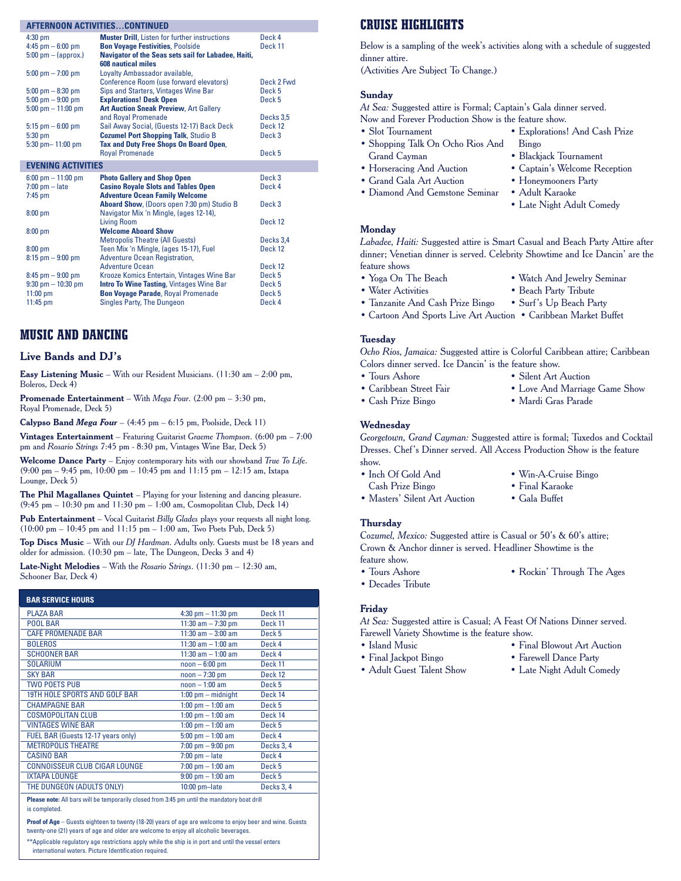## AFTERNOON ACTIVITIES…CONTINUED

| | | |
|---|---|---|
| 4:30 pm | **Muster Drill**, Listen for further instructions | Deck 4 |
| 4:45 pm – 6:00 pm | **Bon Voyage Festivities**, Poolside | Deck 11 |
| 5:00 pm – (approx.) | **Navigator of the Seas sets sail for Labadee, Haiti, 608 nautical miles** | |
| 5:00 pm – 7:00 pm | Loyalty Ambassador available, Conference Room (use forward elevators) | Deck 2 Fwd |
| 5:00 pm – 8:30 pm | Sips and Starters, Vintages Wine Bar | Deck 5 |
| 5:00 pm – 9:00 pm | **Explorations! Desk Open** | Deck 5 |
| 5:00 pm – 11:00 pm | **Art Auction Sneak Preview**, Art Gallery and Royal Promenade | Decks 3,5 |
| 5:15 pm – 6:00 pm | Sail Away Social, (Guests 12-17) Back Deck | Deck 12 |
| 5:30 pm | **Cozumel Port Shopping Talk**, Studio B | Deck 3 |
| 5:30 pm– 11:00 pm | **Tax and Duty Free Shops On Board Open**, Royal Promenade | Deck 5 |

## EVENING ACTIVITIES

| | | |
|---|---|---|
| 6:00 pm – 11:00 pm | **Photo Gallery and Shop Open** | Deck 3 |
| 7:00 pm – late | **Casino Royale Slots and Tables Open** | Deck 4 |
| 7:45 pm | **Adventure Ocean Family Welcome Aboard Show**, (Doors open 7:30 pm) Studio B | Deck 3 |
| 8:00 pm | Navigator Mix 'n Mingle, (ages 12-14), Living Room | Deck 12 |
| 8:00 pm | **Welcome Aboard Show** Metropolis Theatre (All Guests) | Decks 3,4 |
| 8:00 pm | Teen Mix 'n Mingle, (ages 15-17), Fuel | Deck 12 |
| 8:15 pm – 9:00 pm | Adventure Ocean Registration, Adventure Ocean | Deck 12 |
| 8:45 pm – 9:00 pm | Krooze Komics Entertain, Vintages Wine Bar | Deck 5 |
| 9:30 pm – 10:30 pm | **Intro To Wine Tasting**, Vintages Wine Bar | Deck 5 |
| 11:00 pm | **Bon Voyage Parade**, Royal Promenade | Deck 5 |
| 11:45 pm | Singles Party, The Dungeon | Deck 4 |

# MUSIC AND DANCING

## Live Bands and DJ's

**Easy Listening Music** – With our Resident Musicians. (11:30 am – 2:00 pm, Boleros, Deck 4)

**Promenade Entertainment** – With *Mega Four*. (2:00 pm – 3:30 pm, Royal Promenade, Deck 5)

**Calypso Band *Mega Four*** – (4:45 pm – 6:15 pm, Poolside, Deck 11)

**Vintages Entertainment** – Featuring Guitarist *Graeme Thompson*. (6:00 pm – 7:00 pm and *Rosario Strings* 7:45 pm - 8:30 pm, Vintages Wine Bar, Deck 5)

**Welcome Dance Party** – Enjoy contemporary hits with our showband *True To Life*. (9:00 pm – 9:45 pm, 10:00 pm – 10:45 pm and 11:15 pm – 12:15 am, Ixtapa Lounge, Deck 5)

**The Phil Magallanes Quintet** – Playing for your listening and dancing pleasure. (9:45 pm – 10:30 pm and 11:30 pm – 1:00 am, Cosmopolitan Club, Deck 14)

**Pub Entertainment** – Vocal Guitarist *Billy Glades* plays your requests all night long. (10:00 pm – 10:45 pm and 11:15 pm – 1:00 am, Two Poets Pub, Deck 5)

**Top Discs Music** – With our *DJ Hardman*. Adults only. Guests must be 18 years and older for admission. (10:30 pm – late, The Dungeon, Decks 3 and 4)

**Late-Night Melodies** – With the *Rosario Strings*. (11:30 pm – 12:30 am, Schooner Bar, Deck 4)

## BAR SERVICE HOURS

| | | |
|---|---|---|
| PLAZA BAR | 4:30 pm – 11:30 pm | Deck 11 |
| POOL BAR | 11:30 am – 7:30 pm | Deck 11 |
| CAFÉ PROMENADE BAR | 11:30 am – 3:00 am | Deck 5 |
| BOLEROS | 11:30 am – 1:00 am | Deck 4 |
| SCHOONER BAR | 11:30 am – 1:00 am | Deck 4 |
| SOLARIUM | noon – 6:00 pm | Deck 11 |
| SKY BAR | noon – 7:30 pm | Deck 12 |
| TWO POETS PUB | noon – 1:00 am | Deck 5 |
| 19TH HOLE SPORTS AND GOLF BAR | 1:00 pm – midnight | Deck 14 |
| CHAMPAGNE BAR | 1:00 pm – 1:00 am | Deck 5 |
| COSMOPOLITAN CLUB | 1:00 pm – 1:00 am | Deck 14 |
| VINTAGES WINE BAR | 1:00 pm – 1:00 am | Deck 5 |
| FUEL BAR (Guests 12-17 years only) | 5:00 pm – 1:00 am | Deck 4 |
| METROPOLIS THEATRE | 7:00 pm – 9:00 pm | Decks 3, 4 |
| CASINO BAR | 7:00 pm – late | Deck 4 |
| CONNOISSEUR CLUB CIGAR LOUNGE | 7:00 pm – 1:00 am | Deck 5 |
| IXTAPA LOUNGE | 9:00 pm – 1:00 am | Deck 5 |
| THE DUNGEON (ADULTS ONLY) | 10:00 pm–late | Decks 3, 4 |

**Please note:** All bars will be temporarily closed from 3:45 pm until the mandatory boat drill is completed.

**Proof of Age** – Guests eighteen to twenty (18-20) years of age are welcome to enjoy beer and wine. Guests twenty-one (21) years of age and older are welcome to enjoy all alcoholic beverages.

**Applicable regulatory age restrictions apply while the ship is in port and until the vessel enters international waters. Picture Identification required.

# CRUISE HIGHLIGHTS

Below is a sampling of the week's activities along with a schedule of suggested dinner attire.
(Activities Are Subject To Change.)

### Sunday

*At Sea:* Suggested attire is Formal; Captain's Gala dinner served. Now and Forever Production Show is the feature show.

- Slot Tournament
- Shopping Talk On Ocho Rios And Grand Cayman
- Horseracing And Auction
- Grand Gala Art Auction
- Diamond And Gemstone Seminar
- Explorations! And Cash Prize Bingo
- Blackjack Tournament
- Captain's Welcome Reception
- Honeymooners Party
- Adult Karaoke
- Late Night Adult Comedy

### Monday

*Labadee, Haiti:* Suggested attire is Smart Casual and Beach Party Attire after dinner; Venetian dinner is served. Celebrity Showtime and Ice Dancin' are the feature shows

- Yoga On The Beach
- Water Activities
- Tanzanite And Cash Prize Bingo
- Cartoon And Sports Live Art Auction
- Watch And Jewelry Seminar
- Beach Party Tribute
- Surf's Up Beach Party
- Caribbean Market Buffet

### Tuesday

*Ocho Rios, Jamaica:* Suggested attire is Colorful Caribbean attire; Caribbean Colors dinner served. Ice Dancin' is the feature show.

- Tours Ashore
- Caribbean Street Fair
- Cash Prize Bingo
- Silent Art Auction
- Love And Marriage Game Show
- Mardi Gras Parade

### Wednesday

*Georgetown, Grand Cayman:* Suggested attire is formal; Tuxedos and Cocktail Dresses. Chef's Dinner served. All Access Production Show is the feature show.

- Inch Of Gold And Cash Prize Bingo
- Masters' Silent Art Auction
- Win-A-Cruise Bingo
- Final Karaoke
- Gala Buffet

### Thursday

*Cozumel, Mexico:* Suggested attire is Casual or 50's & 60's attire; Crown & Anchor dinner is served. Headliner Showtime is the feature show.

- Tours Ashore
- Decades Tribute
- Rockin' Through The Ages

### Friday

*At Sea:* Suggested attire is Casual; A Feast Of Nations Dinner served. Farewell Variety Showtime is the feature show.

- Island Music
- Final Jackpot Bingo
- Adult Guest Talent Show
- Final Blowout Art Auction
- Farewell Dance Party
- Late Night Adult Comedy